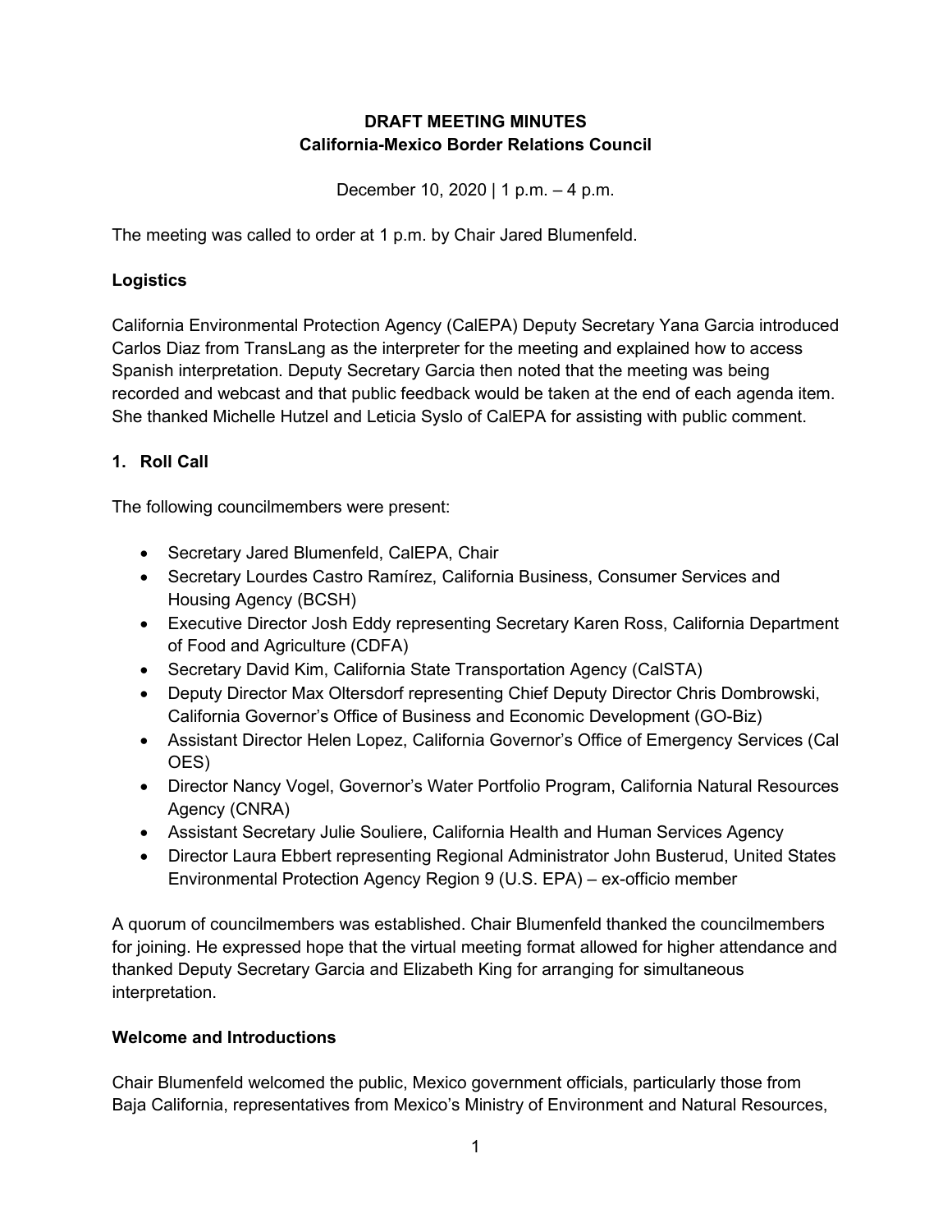**DRAFT MEETING MINUTES**
**California-Mexico Border Relations Council**

December 10, 2020 | 1 p.m. – 4 p.m.

The meeting was called to order at 1 p.m. by Chair Jared Blumenfeld.

**Logistics**

California Environmental Protection Agency (CalEPA) Deputy Secretary Yana Garcia introduced Carlos Diaz from TransLang as the interpreter for the meeting and explained how to access Spanish interpretation. Deputy Secretary Garcia then noted that the meeting was being recorded and webcast and that public feedback would be taken at the end of each agenda item. She thanked Michelle Hutzel and Leticia Syslo of CalEPA for assisting with public comment.

**1. Roll Call**

The following councilmembers were present:

- Secretary Jared Blumenfeld, CalEPA, Chair
- Secretary Lourdes Castro Ramírez, California Business, Consumer Services and Housing Agency (BCSH)
- Executive Director Josh Eddy representing Secretary Karen Ross, California Department of Food and Agriculture (CDFA)
- Secretary David Kim, California State Transportation Agency (CalSTA)
- Deputy Director Max Oltersdorf representing Chief Deputy Director Chris Dombrowski, California Governor's Office of Business and Economic Development (GO-Biz)
- Assistant Director Helen Lopez, California Governor's Office of Emergency Services (Cal OES)
- Director Nancy Vogel, Governor's Water Portfolio Program, California Natural Resources Agency (CNRA)
- Assistant Secretary Julie Souliere, California Health and Human Services Agency
- Director Laura Ebbert representing Regional Administrator John Busterud, United States Environmental Protection Agency Region 9 (U.S. EPA) – ex-officio member

A quorum of councilmembers was established. Chair Blumenfeld thanked the councilmembers for joining. He expressed hope that the virtual meeting format allowed for higher attendance and thanked Deputy Secretary Garcia and Elizabeth King for arranging for simultaneous interpretation.

**Welcome and Introductions**

Chair Blumenfeld welcomed the public, Mexico government officials, particularly those from Baja California, representatives from Mexico's Ministry of Environment and Natural Resources,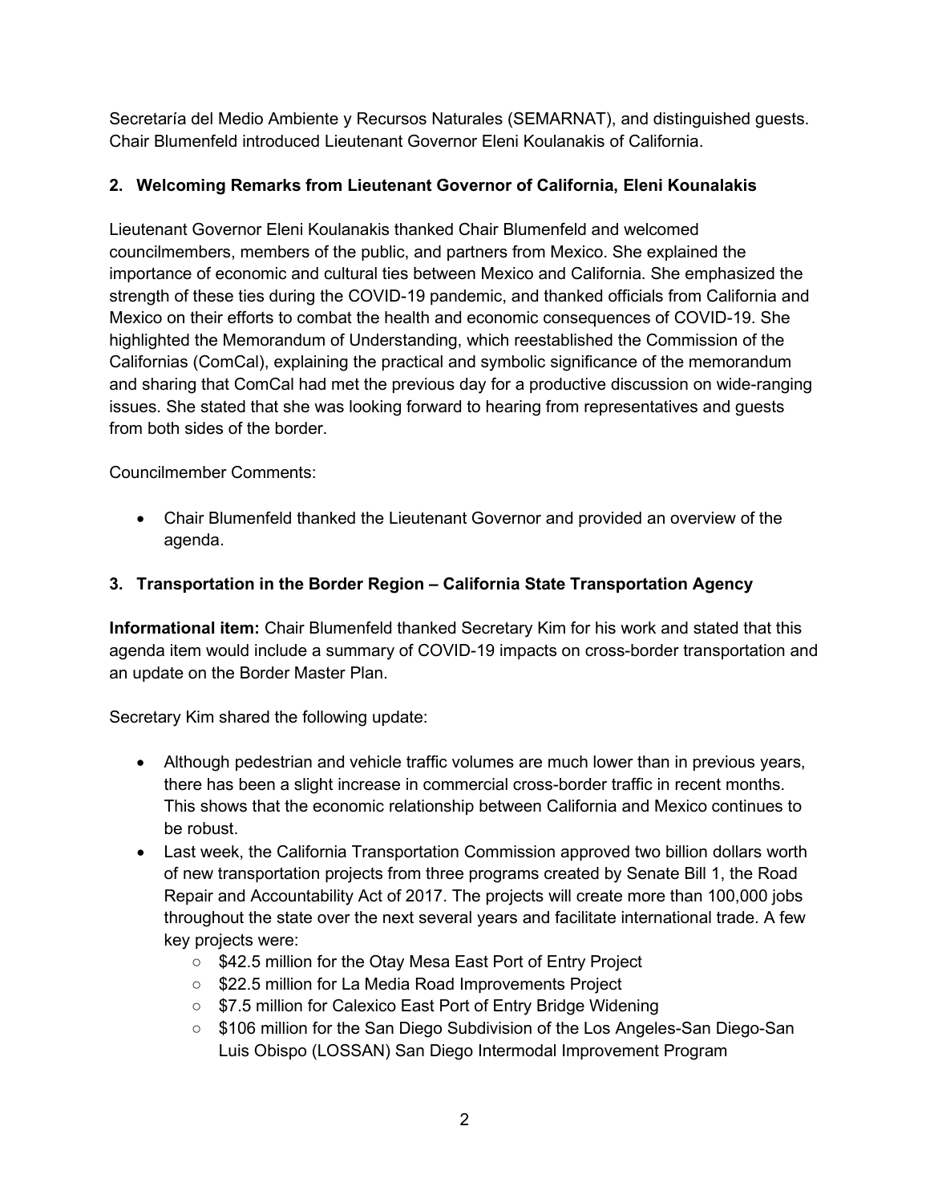Secretaría del Medio Ambiente y Recursos Naturales (SEMARNAT), and distinguished guests. Chair Blumenfeld introduced Lieutenant Governor Eleni Koulanakis of California.

**2. Welcoming Remarks from Lieutenant Governor of California, Eleni Kounalakis**

Lieutenant Governor Eleni Koulanakis thanked Chair Blumenfeld and welcomed councilmembers, members of the public, and partners from Mexico. She explained the importance of economic and cultural ties between Mexico and California. She emphasized the strength of these ties during the COVID-19 pandemic, and thanked officials from California and Mexico on their efforts to combat the health and economic consequences of COVID-19. She highlighted the Memorandum of Understanding, which reestablished the Commission of the Californias (ComCal), explaining the practical and symbolic significance of the memorandum and sharing that ComCal had met the previous day for a productive discussion on wide-ranging issues. She stated that she was looking forward to hearing from representatives and guests from both sides of the border.

Councilmember Comments:

- Chair Blumenfeld thanked the Lieutenant Governor and provided an overview of the agenda.

**3. Transportation in the Border Region – California State Transportation Agency**

**Informational item:** Chair Blumenfeld thanked Secretary Kim for his work and stated that this agenda item would include a summary of COVID-19 impacts on cross-border transportation and an update on the Border Master Plan.

Secretary Kim shared the following update:

- Although pedestrian and vehicle traffic volumes are much lower than in previous years, there has been a slight increase in commercial cross-border traffic in recent months. This shows that the economic relationship between California and Mexico continues to be robust.
- Last week, the California Transportation Commission approved two billion dollars worth of new transportation projects from three programs created by Senate Bill 1, the Road Repair and Accountability Act of 2017. The projects will create more than 100,000 jobs throughout the state over the next several years and facilitate international trade. A few key projects were:
  - $42.5 million for the Otay Mesa East Port of Entry Project
  - $22.5 million for La Media Road Improvements Project
  - $7.5 million for Calexico East Port of Entry Bridge Widening
  - $106 million for the San Diego Subdivision of the Los Angeles-San Diego-San Luis Obispo (LOSSAN) San Diego Intermodal Improvement Program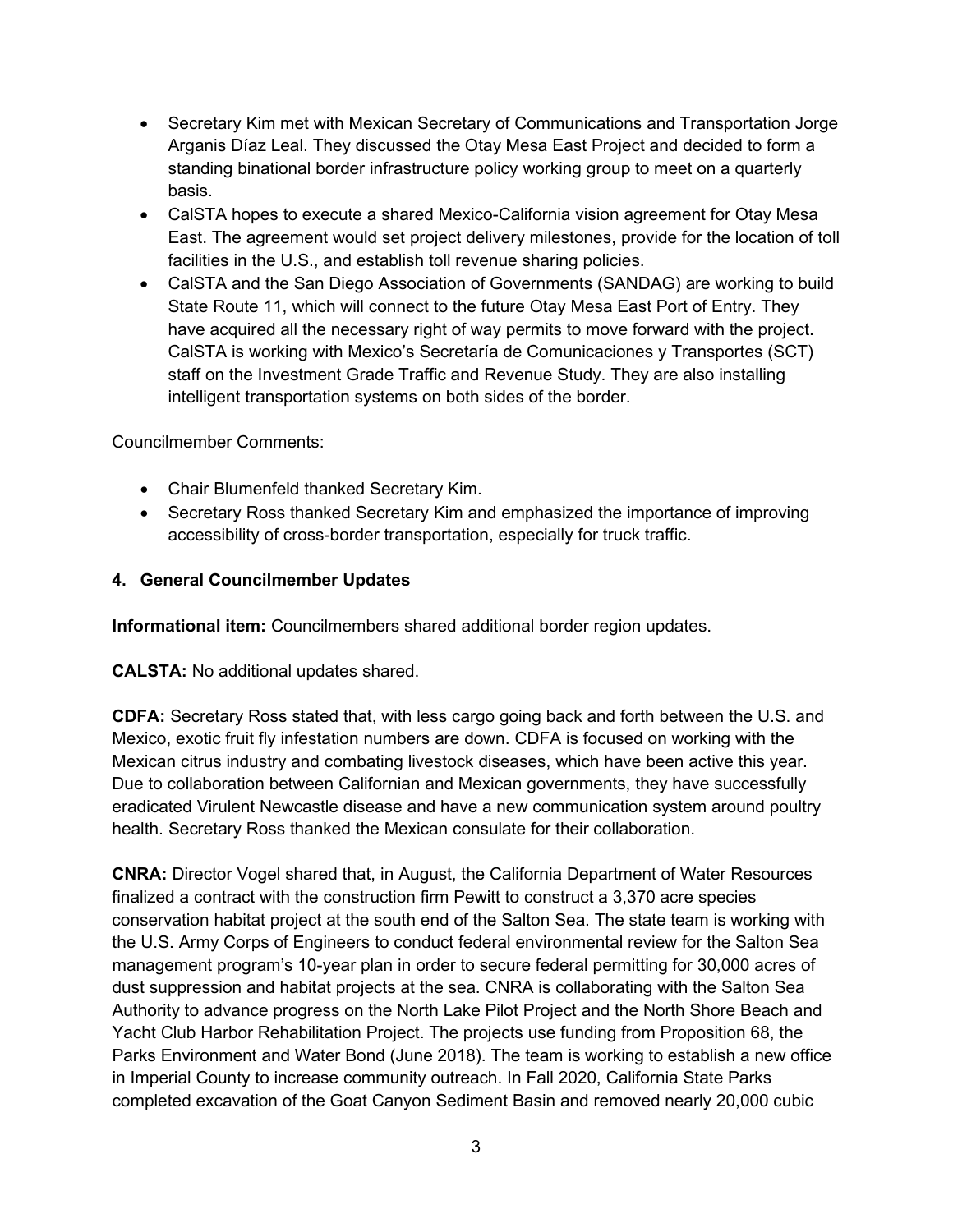- Secretary Kim met with Mexican Secretary of Communications and Transportation Jorge Arganis Díaz Leal. They discussed the Otay Mesa East Project and decided to form a standing binational border infrastructure policy working group to meet on a quarterly basis.
- CalSTA hopes to execute a shared Mexico-California vision agreement for Otay Mesa East. The agreement would set project delivery milestones, provide for the location of toll facilities in the U.S., and establish toll revenue sharing policies.
- CalSTA and the San Diego Association of Governments (SANDAG) are working to build State Route 11, which will connect to the future Otay Mesa East Port of Entry. They have acquired all the necessary right of way permits to move forward with the project. CalSTA is working with Mexico's Secretaría de Comunicaciones y Transportes (SCT) staff on the Investment Grade Traffic and Revenue Study. They are also installing intelligent transportation systems on both sides of the border.

Councilmember Comments:

- Chair Blumenfeld thanked Secretary Kim.
- Secretary Ross thanked Secretary Kim and emphasized the importance of improving accessibility of cross-border transportation, especially for truck traffic.

### 4. General Councilmember Updates

**Informational item:** Councilmembers shared additional border region updates.

**CALSTA:** No additional updates shared.

**CDFA:** Secretary Ross stated that, with less cargo going back and forth between the U.S. and Mexico, exotic fruit fly infestation numbers are down. CDFA is focused on working with the Mexican citrus industry and combating livestock diseases, which have been active this year. Due to collaboration between Californian and Mexican governments, they have successfully eradicated Virulent Newcastle disease and have a new communication system around poultry health. Secretary Ross thanked the Mexican consulate for their collaboration.

**CNRA:** Director Vogel shared that, in August, the California Department of Water Resources finalized a contract with the construction firm Pewitt to construct a 3,370 acre species conservation habitat project at the south end of the Salton Sea. The state team is working with the U.S. Army Corps of Engineers to conduct federal environmental review for the Salton Sea management program's 10-year plan in order to secure federal permitting for 30,000 acres of dust suppression and habitat projects at the sea. CNRA is collaborating with the Salton Sea Authority to advance progress on the North Lake Pilot Project and the North Shore Beach and Yacht Club Harbor Rehabilitation Project. The projects use funding from Proposition 68, the Parks Environment and Water Bond (June 2018). The team is working to establish a new office in Imperial County to increase community outreach. In Fall 2020, California State Parks completed excavation of the Goat Canyon Sediment Basin and removed nearly 20,000 cubic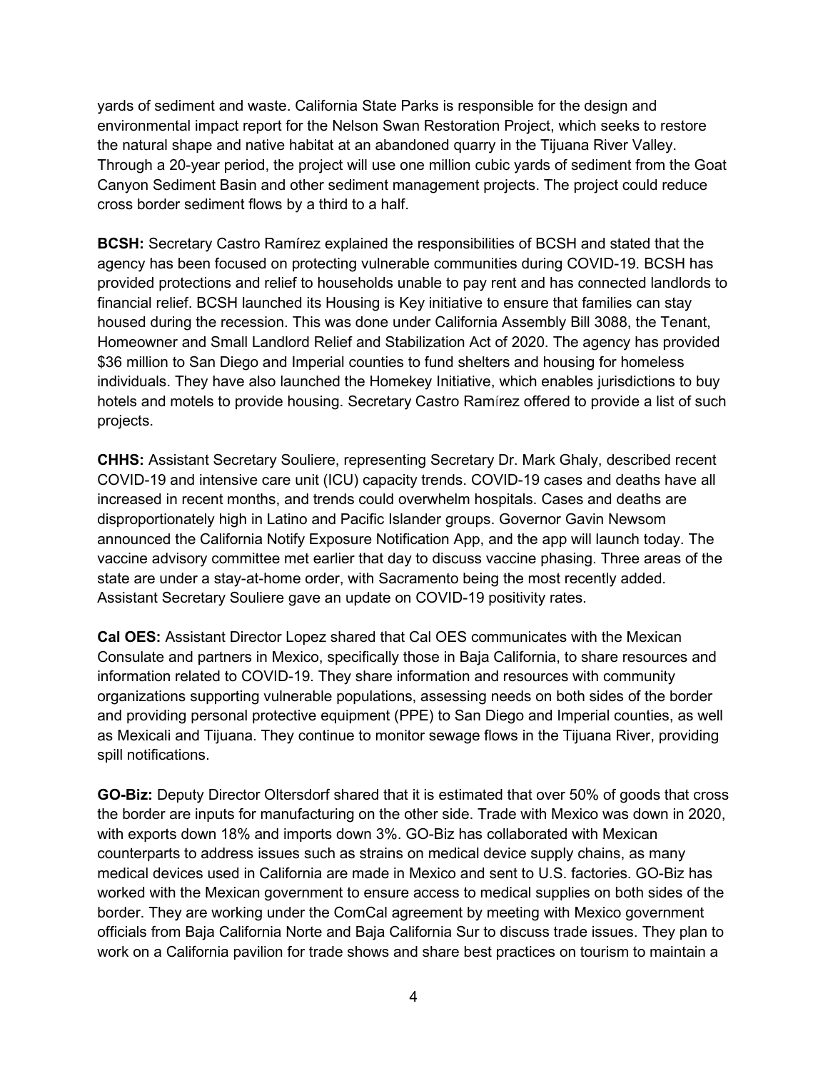yards of sediment and waste. California State Parks is responsible for the design and environmental impact report for the Nelson Swan Restoration Project, which seeks to restore the natural shape and native habitat at an abandoned quarry in the Tijuana River Valley. Through a 20-year period, the project will use one million cubic yards of sediment from the Goat Canyon Sediment Basin and other sediment management projects. The project could reduce cross border sediment flows by a third to a half.

**BCSH:** Secretary Castro Ramírez explained the responsibilities of BCSH and stated that the agency has been focused on protecting vulnerable communities during COVID-19. BCSH has provided protections and relief to households unable to pay rent and has connected landlords to financial relief. BCSH launched its Housing is Key initiative to ensure that families can stay housed during the recession. This was done under California Assembly Bill 3088, the Tenant, Homeowner and Small Landlord Relief and Stabilization Act of 2020. The agency has provided $36 million to San Diego and Imperial counties to fund shelters and housing for homeless individuals. They have also launched the Homekey Initiative, which enables jurisdictions to buy hotels and motels to provide housing. Secretary Castro Ramírez offered to provide a list of such projects.

**CHHS:** Assistant Secretary Souliere, representing Secretary Dr. Mark Ghaly, described recent COVID-19 and intensive care unit (ICU) capacity trends. COVID-19 cases and deaths have all increased in recent months, and trends could overwhelm hospitals. Cases and deaths are disproportionately high in Latino and Pacific Islander groups. Governor Gavin Newsom announced the California Notify Exposure Notification App, and the app will launch today. The vaccine advisory committee met earlier that day to discuss vaccine phasing. Three areas of the state are under a stay-at-home order, with Sacramento being the most recently added. Assistant Secretary Souliere gave an update on COVID-19 positivity rates.

**Cal OES:** Assistant Director Lopez shared that Cal OES communicates with the Mexican Consulate and partners in Mexico, specifically those in Baja California, to share resources and information related to COVID-19. They share information and resources with community organizations supporting vulnerable populations, assessing needs on both sides of the border and providing personal protective equipment (PPE) to San Diego and Imperial counties, as well as Mexicali and Tijuana. They continue to monitor sewage flows in the Tijuana River, providing spill notifications.

**GO-Biz:** Deputy Director Oltersdorf shared that it is estimated that over 50% of goods that cross the border are inputs for manufacturing on the other side. Trade with Mexico was down in 2020, with exports down 18% and imports down 3%. GO-Biz has collaborated with Mexican counterparts to address issues such as strains on medical device supply chains, as many medical devices used in California are made in Mexico and sent to U.S. factories. GO-Biz has worked with the Mexican government to ensure access to medical supplies on both sides of the border. They are working under the ComCal agreement by meeting with Mexico government officials from Baja California Norte and Baja California Sur to discuss trade issues. They plan to work on a California pavilion for trade shows and share best practices on tourism to maintain a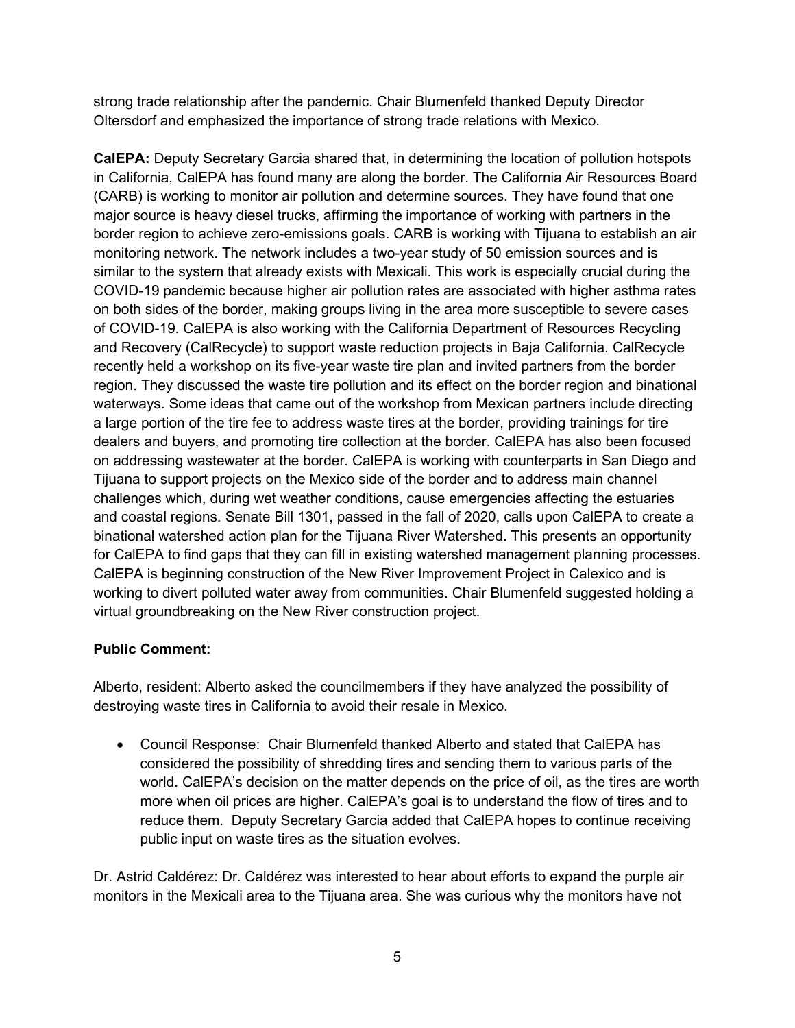strong trade relationship after the pandemic. Chair Blumenfeld thanked Deputy Director Oltersdorf and emphasized the importance of strong trade relations with Mexico.

**CalEPA:** Deputy Secretary Garcia shared that, in determining the location of pollution hotspots in California, CalEPA has found many are along the border. The California Air Resources Board (CARB) is working to monitor air pollution and determine sources. They have found that one major source is heavy diesel trucks, affirming the importance of working with partners in the border region to achieve zero-emissions goals. CARB is working with Tijuana to establish an air monitoring network. The network includes a two-year study of 50 emission sources and is similar to the system that already exists with Mexicali. This work is especially crucial during the COVID-19 pandemic because higher air pollution rates are associated with higher asthma rates on both sides of the border, making groups living in the area more susceptible to severe cases of COVID-19. CalEPA is also working with the California Department of Resources Recycling and Recovery (CalRecycle) to support waste reduction projects in Baja California. CalRecycle recently held a workshop on its five-year waste tire plan and invited partners from the border region. They discussed the waste tire pollution and its effect on the border region and binational waterways. Some ideas that came out of the workshop from Mexican partners include directing a large portion of the tire fee to address waste tires at the border, providing trainings for tire dealers and buyers, and promoting tire collection at the border. CalEPA has also been focused on addressing wastewater at the border. CalEPA is working with counterparts in San Diego and Tijuana to support projects on the Mexico side of the border and to address main channel challenges which, during wet weather conditions, cause emergencies affecting the estuaries and coastal regions. Senate Bill 1301, passed in the fall of 2020, calls upon CalEPA to create a binational watershed action plan for the Tijuana River Watershed. This presents an opportunity for CalEPA to find gaps that they can fill in existing watershed management planning processes. CalEPA is beginning construction of the New River Improvement Project in Calexico and is working to divert polluted water away from communities. Chair Blumenfeld suggested holding a virtual groundbreaking on the New River construction project.

**Public Comment:**

Alberto, resident: Alberto asked the councilmembers if they have analyzed the possibility of destroying waste tires in California to avoid their resale in Mexico.

- Council Response: Chair Blumenfeld thanked Alberto and stated that CalEPA has considered the possibility of shredding tires and sending them to various parts of the world. CalEPA's decision on the matter depends on the price of oil, as the tires are worth more when oil prices are higher. CalEPA's goal is to understand the flow of tires and to reduce them. Deputy Secretary Garcia added that CalEPA hopes to continue receiving public input on waste tires as the situation evolves.

Dr. Astrid Caldérez: Dr. Caldérez was interested to hear about efforts to expand the purple air monitors in the Mexicali area to the Tijuana area. She was curious why the monitors have not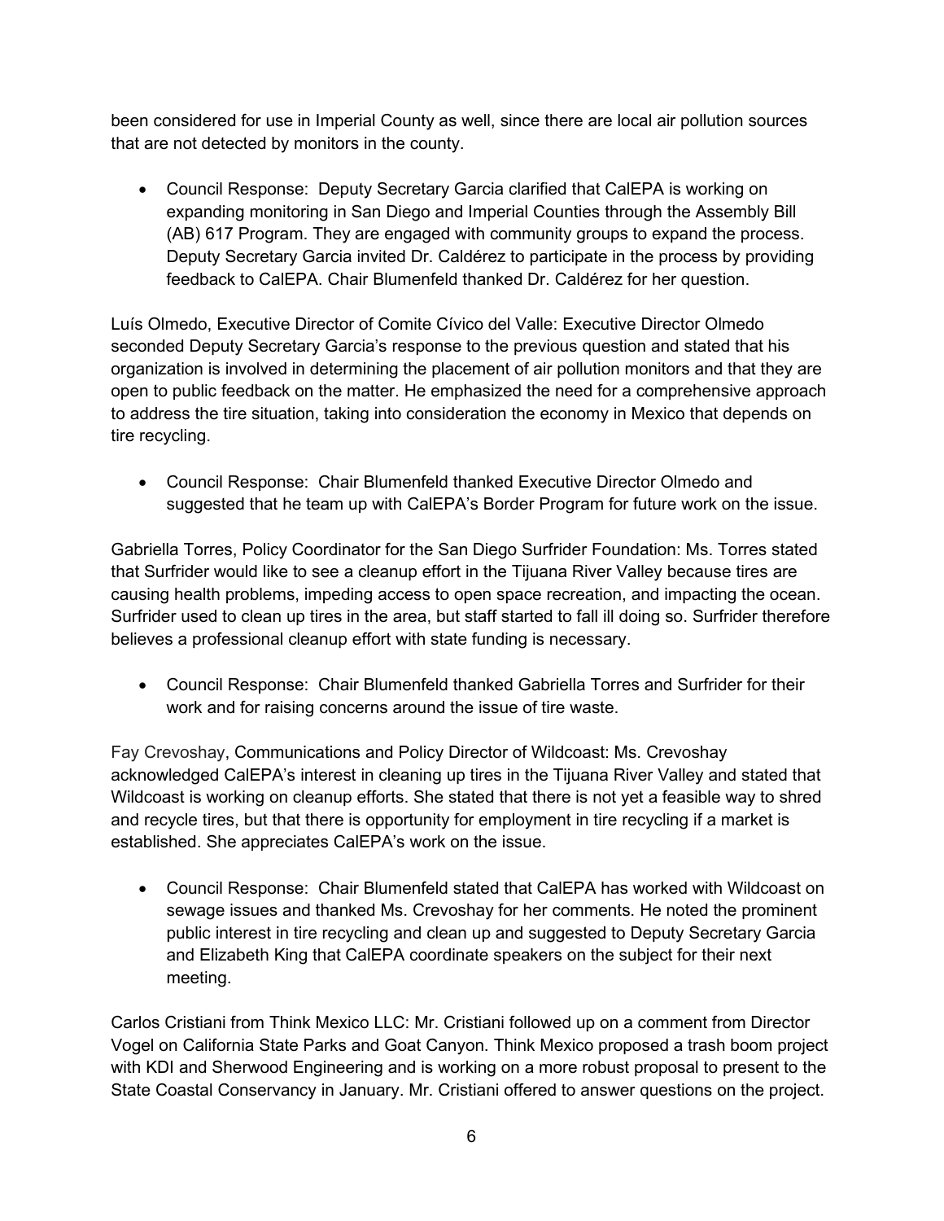been considered for use in Imperial County as well, since there are local air pollution sources that are not detected by monitors in the county.

- Council Response: Deputy Secretary Garcia clarified that CalEPA is working on expanding monitoring in San Diego and Imperial Counties through the Assembly Bill (AB) 617 Program. They are engaged with community groups to expand the process. Deputy Secretary Garcia invited Dr. Caldérez to participate in the process by providing feedback to CalEPA. Chair Blumenfeld thanked Dr. Caldérez for her question.

Luís Olmedo, Executive Director of Comite Cívico del Valle: Executive Director Olmedo seconded Deputy Secretary Garcia's response to the previous question and stated that his organization is involved in determining the placement of air pollution monitors and that they are open to public feedback on the matter. He emphasized the need for a comprehensive approach to address the tire situation, taking into consideration the economy in Mexico that depends on tire recycling.

- Council Response: Chair Blumenfeld thanked Executive Director Olmedo and suggested that he team up with CalEPA's Border Program for future work on the issue.

Gabriella Torres, Policy Coordinator for the San Diego Surfrider Foundation: Ms. Torres stated that Surfrider would like to see a cleanup effort in the Tijuana River Valley because tires are causing health problems, impeding access to open space recreation, and impacting the ocean. Surfrider used to clean up tires in the area, but staff started to fall ill doing so. Surfrider therefore believes a professional cleanup effort with state funding is necessary.

- Council Response: Chair Blumenfeld thanked Gabriella Torres and Surfrider for their work and for raising concerns around the issue of tire waste.

Fay Crevoshay, Communications and Policy Director of Wildcoast: Ms. Crevoshay acknowledged CalEPA's interest in cleaning up tires in the Tijuana River Valley and stated that Wildcoast is working on cleanup efforts. She stated that there is not yet a feasible way to shred and recycle tires, but that there is opportunity for employment in tire recycling if a market is established. She appreciates CalEPA's work on the issue.

- Council Response: Chair Blumenfeld stated that CalEPA has worked with Wildcoast on sewage issues and thanked Ms. Crevoshay for her comments. He noted the prominent public interest in tire recycling and clean up and suggested to Deputy Secretary Garcia and Elizabeth King that CalEPA coordinate speakers on the subject for their next meeting.

Carlos Cristiani from Think Mexico LLC: Mr. Cristiani followed up on a comment from Director Vogel on California State Parks and Goat Canyon. Think Mexico proposed a trash boom project with KDI and Sherwood Engineering and is working on a more robust proposal to present to the State Coastal Conservancy in January. Mr. Cristiani offered to answer questions on the project.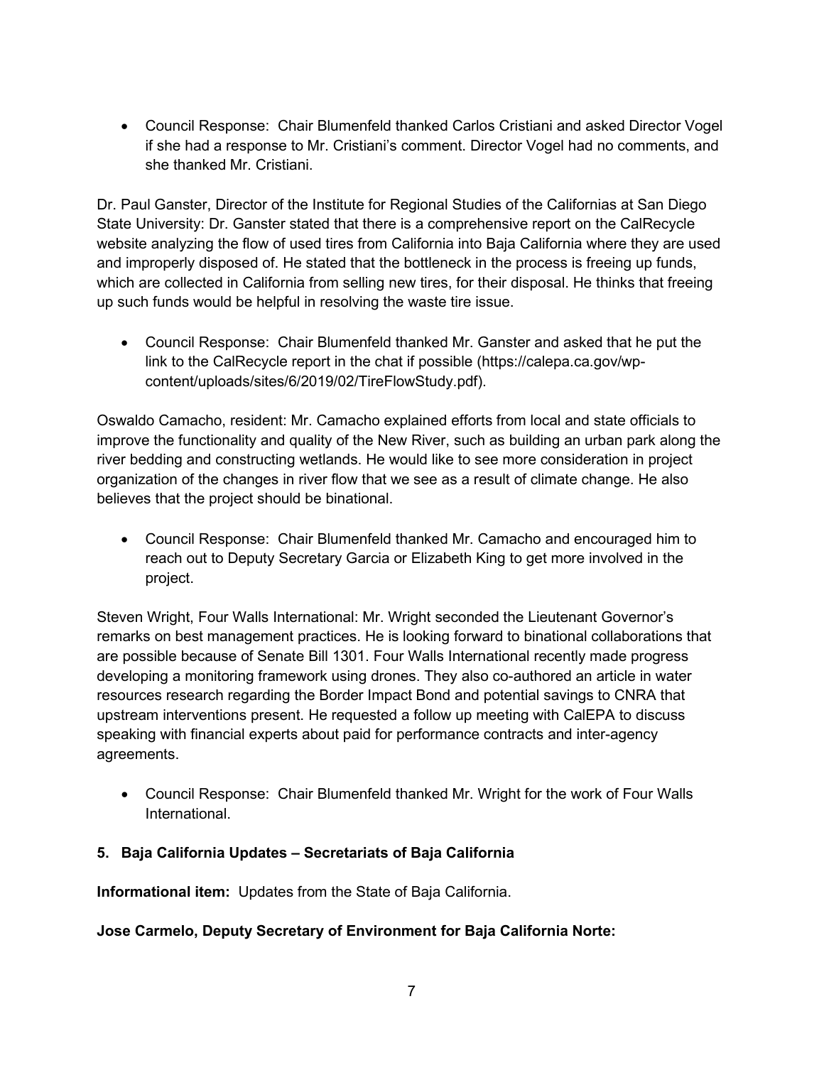- Council Response: Chair Blumenfeld thanked Carlos Cristiani and asked Director Vogel if she had a response to Mr. Cristiani's comment. Director Vogel had no comments, and she thanked Mr. Cristiani.

Dr. Paul Ganster, Director of the Institute for Regional Studies of the Californias at San Diego State University: Dr. Ganster stated that there is a comprehensive report on the CalRecycle website analyzing the flow of used tires from California into Baja California where they are used and improperly disposed of. He stated that the bottleneck in the process is freeing up funds, which are collected in California from selling new tires, for their disposal. He thinks that freeing up such funds would be helpful in resolving the waste tire issue.

- Council Response: Chair Blumenfeld thanked Mr. Ganster and asked that he put the link to the CalRecycle report in the chat if possible (https://calepa.ca.gov/wp-content/uploads/sites/6/2019/02/TireFlowStudy.pdf).

Oswaldo Camacho, resident: Mr. Camacho explained efforts from local and state officials to improve the functionality and quality of the New River, such as building an urban park along the river bedding and constructing wetlands. He would like to see more consideration in project organization of the changes in river flow that we see as a result of climate change. He also believes that the project should be binational.

- Council Response: Chair Blumenfeld thanked Mr. Camacho and encouraged him to reach out to Deputy Secretary Garcia or Elizabeth King to get more involved in the project.

Steven Wright, Four Walls International: Mr. Wright seconded the Lieutenant Governor's remarks on best management practices. He is looking forward to binational collaborations that are possible because of Senate Bill 1301. Four Walls International recently made progress developing a monitoring framework using drones. They also co-authored an article in water resources research regarding the Border Impact Bond and potential savings to CNRA that upstream interventions present. He requested a follow up meeting with CalEPA to discuss speaking with financial experts about paid for performance contracts and inter-agency agreements.

- Council Response: Chair Blumenfeld thanked Mr. Wright for the work of Four Walls International.

**5. Baja California Updates – Secretariats of Baja California**

**Informational item:** Updates from the State of Baja California.

**Jose Carmelo, Deputy Secretary of Environment for Baja California Norte:**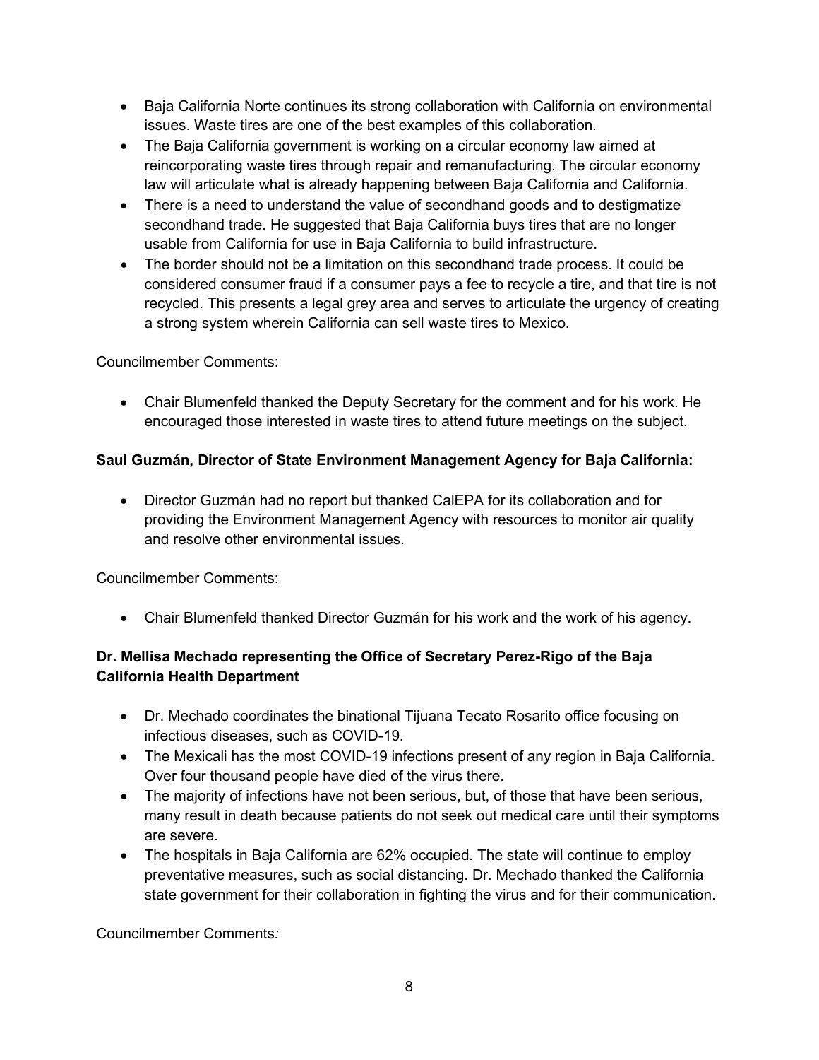- Baja California Norte continues its strong collaboration with California on environmental issues. Waste tires are one of the best examples of this collaboration.
- The Baja California government is working on a circular economy law aimed at reincorporating waste tires through repair and remanufacturing. The circular economy law will articulate what is already happening between Baja California and California.
- There is a need to understand the value of secondhand goods and to destigmatize secondhand trade. He suggested that Baja California buys tires that are no longer usable from California for use in Baja California to build infrastructure.
- The border should not be a limitation on this secondhand trade process. It could be considered consumer fraud if a consumer pays a fee to recycle a tire, and that tire is not recycled. This presents a legal grey area and serves to articulate the urgency of creating a strong system wherein California can sell waste tires to Mexico.

Councilmember Comments:

- Chair Blumenfeld thanked the Deputy Secretary for the comment and for his work. He encouraged those interested in waste tires to attend future meetings on the subject.

**Saul Guzmán, Director of State Environment Management Agency for Baja California:**

- Director Guzmán had no report but thanked CalEPA for its collaboration and for providing the Environment Management Agency with resources to monitor air quality and resolve other environmental issues.

Councilmember Comments:

- Chair Blumenfeld thanked Director Guzmán for his work and the work of his agency.

**Dr. Mellisa Mechado representing the Office of Secretary Perez-Rigo of the Baja California Health Department**

- Dr. Mechado coordinates the binational Tijuana Tecato Rosarito office focusing on infectious diseases, such as COVID-19.
- The Mexicali has the most COVID-19 infections present of any region in Baja California. Over four thousand people have died of the virus there.
- The majority of infections have not been serious, but, of those that have been serious, many result in death because patients do not seek out medical care until their symptoms are severe.
- The hospitals in Baja California are 62% occupied. The state will continue to employ preventative measures, such as social distancing. Dr. Mechado thanked the California state government for their collaboration in fighting the virus and for their communication.

Councilmember Comments*:*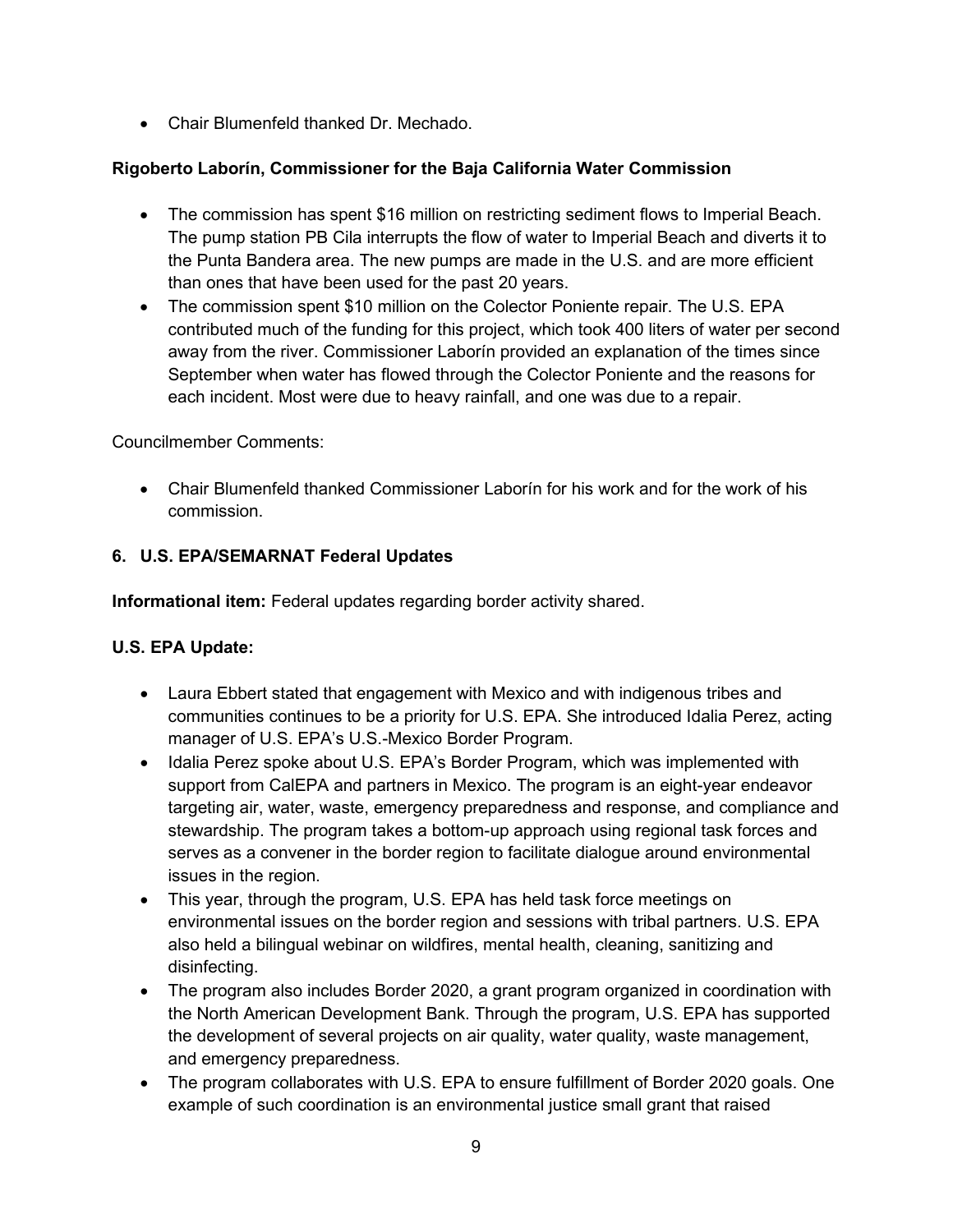- Chair Blumenfeld thanked Dr. Mechado.

**Rigoberto Laborín, Commissioner for the Baja California Water Commission**

- The commission has spent $16 million on restricting sediment flows to Imperial Beach. The pump station PB Cila interrupts the flow of water to Imperial Beach and diverts it to the Punta Bandera area. The new pumps are made in the U.S. and are more efficient than ones that have been used for the past 20 years.
- The commission spent $10 million on the Colector Poniente repair. The U.S. EPA contributed much of the funding for this project, which took 400 liters of water per second away from the river. Commissioner Laborín provided an explanation of the times since September when water has flowed through the Colector Poniente and the reasons for each incident. Most were due to heavy rainfall, and one was due to a repair.

Councilmember Comments:

- Chair Blumenfeld thanked Commissioner Laborín for his work and for the work of his commission.

### 6. U.S. EPA/SEMARNAT Federal Updates

**Informational item:** Federal updates regarding border activity shared.

**U.S. EPA Update:**

- Laura Ebbert stated that engagement with Mexico and with indigenous tribes and communities continues to be a priority for U.S. EPA. She introduced Idalia Perez, acting manager of U.S. EPA's U.S.-Mexico Border Program.
- Idalia Perez spoke about U.S. EPA's Border Program, which was implemented with support from CalEPA and partners in Mexico. The program is an eight-year endeavor targeting air, water, waste, emergency preparedness and response, and compliance and stewardship. The program takes a bottom-up approach using regional task forces and serves as a convener in the border region to facilitate dialogue around environmental issues in the region.
- This year, through the program, U.S. EPA has held task force meetings on environmental issues on the border region and sessions with tribal partners. U.S. EPA also held a bilingual webinar on wildfires, mental health, cleaning, sanitizing and disinfecting.
- The program also includes Border 2020, a grant program organized in coordination with the North American Development Bank. Through the program, U.S. EPA has supported the development of several projects on air quality, water quality, waste management, and emergency preparedness.
- The program collaborates with U.S. EPA to ensure fulfillment of Border 2020 goals. One example of such coordination is an environmental justice small grant that raised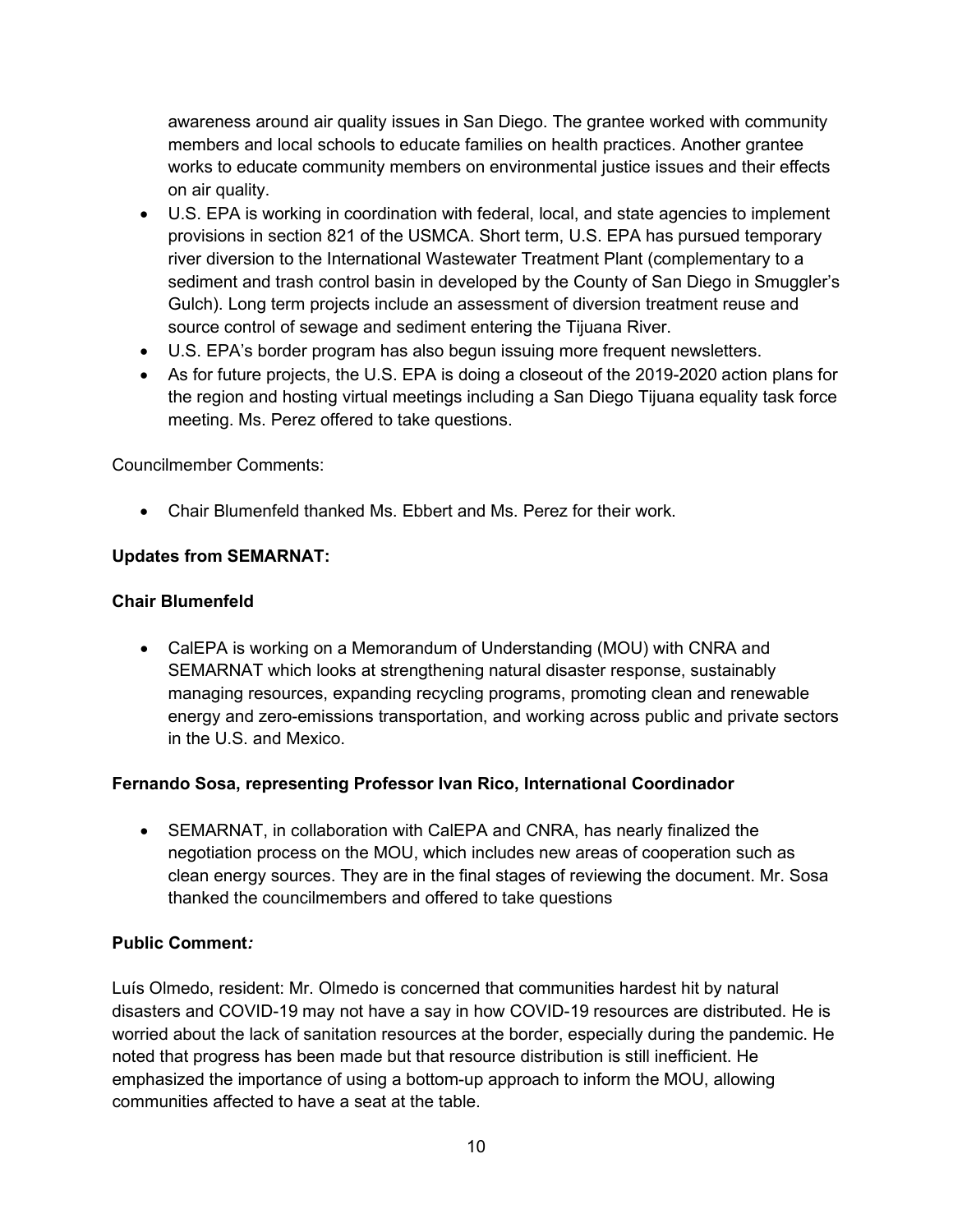awareness around air quality issues in San Diego. The grantee worked with community members and local schools to educate families on health practices. Another grantee works to educate community members on environmental justice issues and their effects on air quality.

- U.S. EPA is working in coordination with federal, local, and state agencies to implement provisions in section 821 of the USMCA. Short term, U.S. EPA has pursued temporary river diversion to the International Wastewater Treatment Plant (complementary to a sediment and trash control basin in developed by the County of San Diego in Smuggler's Gulch). Long term projects include an assessment of diversion treatment reuse and source control of sewage and sediment entering the Tijuana River.
- U.S. EPA's border program has also begun issuing more frequent newsletters.
- As for future projects, the U.S. EPA is doing a closeout of the 2019-2020 action plans for the region and hosting virtual meetings including a San Diego Tijuana equality task force meeting. Ms. Perez offered to take questions.

Councilmember Comments:

- Chair Blumenfeld thanked Ms. Ebbert and Ms. Perez for their work.

**Updates from SEMARNAT:**

**Chair Blumenfeld**

- CalEPA is working on a Memorandum of Understanding (MOU) with CNRA and SEMARNAT which looks at strengthening natural disaster response, sustainably managing resources, expanding recycling programs, promoting clean and renewable energy and zero-emissions transportation, and working across public and private sectors in the U.S. and Mexico.

**Fernando Sosa, representing Professor Ivan Rico, International Coordinador**

- SEMARNAT, in collaboration with CalEPA and CNRA, has nearly finalized the negotiation process on the MOU, which includes new areas of cooperation such as clean energy sources. They are in the final stages of reviewing the document. Mr. Sosa thanked the councilmembers and offered to take questions

**Public Comment*:***

Luís Olmedo, resident: Mr. Olmedo is concerned that communities hardest hit by natural disasters and COVID-19 may not have a say in how COVID-19 resources are distributed. He is worried about the lack of sanitation resources at the border, especially during the pandemic. He noted that progress has been made but that resource distribution is still inefficient. He emphasized the importance of using a bottom-up approach to inform the MOU, allowing communities affected to have a seat at the table.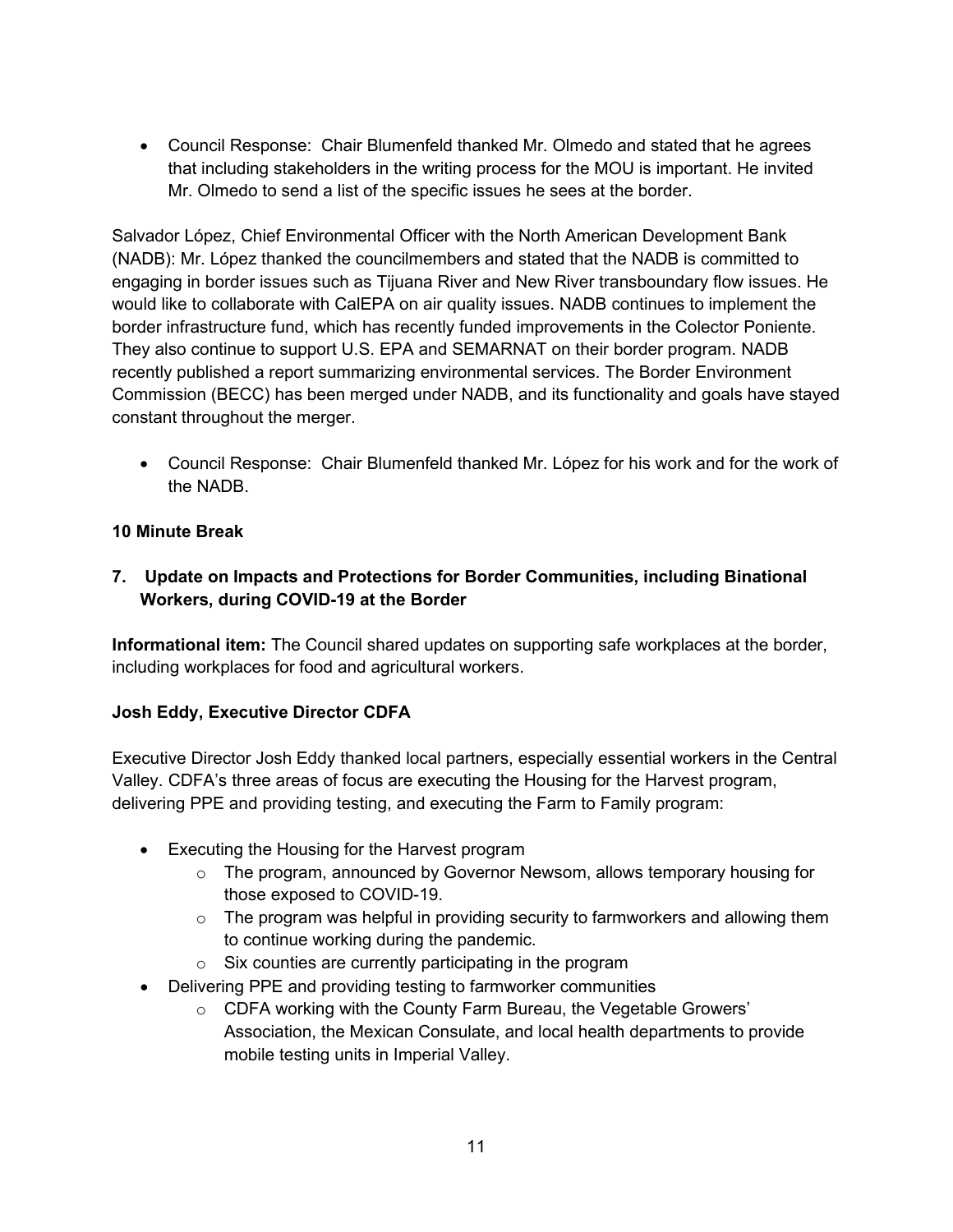- Council Response: Chair Blumenfeld thanked Mr. Olmedo and stated that he agrees that including stakeholders in the writing process for the MOU is important. He invited Mr. Olmedo to send a list of the specific issues he sees at the border.

Salvador López, Chief Environmental Officer with the North American Development Bank (NADB): Mr. López thanked the councilmembers and stated that the NADB is committed to engaging in border issues such as Tijuana River and New River transboundary flow issues. He would like to collaborate with CalEPA on air quality issues. NADB continues to implement the border infrastructure fund, which has recently funded improvements in the Colector Poniente. They also continue to support U.S. EPA and SEMARNAT on their border program. NADB recently published a report summarizing environmental services. The Border Environment Commission (BECC) has been merged under NADB, and its functionality and goals have stayed constant throughout the merger.

- Council Response: Chair Blumenfeld thanked Mr. López for his work and for the work of the NADB.

**10 Minute Break**

**7. Update on Impacts and Protections for Border Communities, including Binational Workers, during COVID-19 at the Border**

**Informational item:** The Council shared updates on supporting safe workplaces at the border, including workplaces for food and agricultural workers.

**Josh Eddy, Executive Director CDFA**

Executive Director Josh Eddy thanked local partners, especially essential workers in the Central Valley. CDFA's three areas of focus are executing the Housing for the Harvest program, delivering PPE and providing testing, and executing the Farm to Family program:

- Executing the Housing for the Harvest program
    - The program, announced by Governor Newsom, allows temporary housing for those exposed to COVID-19.
    - The program was helpful in providing security to farmworkers and allowing them to continue working during the pandemic.
    - Six counties are currently participating in the program
- Delivering PPE and providing testing to farmworker communities
    - CDFA working with the County Farm Bureau, the Vegetable Growers' Association, the Mexican Consulate, and local health departments to provide mobile testing units in Imperial Valley.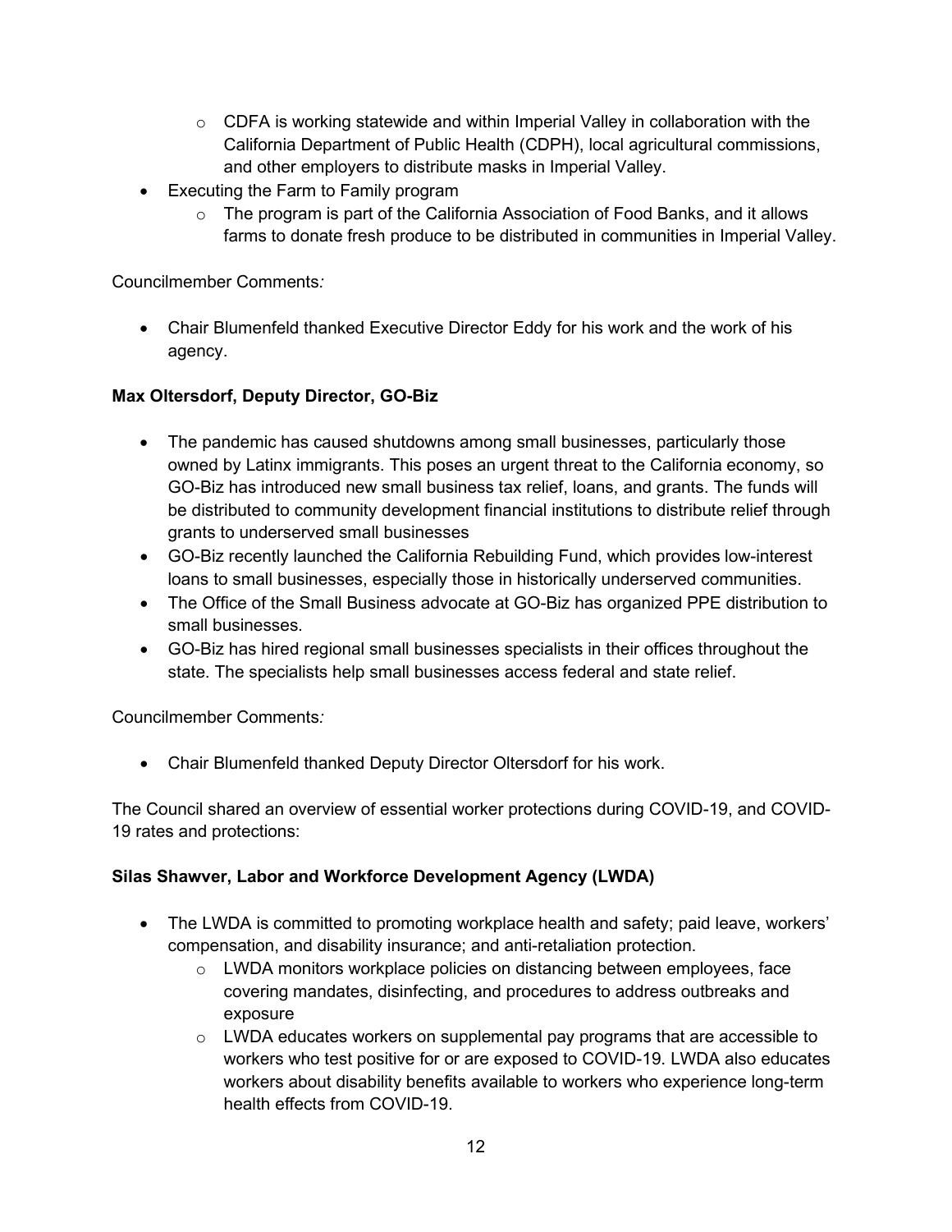- CDFA is working statewide and within Imperial Valley in collaboration with the California Department of Public Health (CDPH), local agricultural commissions, and other employers to distribute masks in Imperial Valley.
- Executing the Farm to Family program
    - The program is part of the California Association of Food Banks, and it allows farms to donate fresh produce to be distributed in communities in Imperial Valley.

Councilmember Comments*:*

- Chair Blumenfeld thanked Executive Director Eddy for his work and the work of his agency.

**Max Oltersdorf, Deputy Director, GO-Biz**

- The pandemic has caused shutdowns among small businesses, particularly those owned by Latinx immigrants. This poses an urgent threat to the California economy, so GO-Biz has introduced new small business tax relief, loans, and grants. The funds will be distributed to community development financial institutions to distribute relief through grants to underserved small businesses
- GO-Biz recently launched the California Rebuilding Fund, which provides low-interest loans to small businesses, especially those in historically underserved communities.
- The Office of the Small Business advocate at GO-Biz has organized PPE distribution to small businesses.
- GO-Biz has hired regional small businesses specialists in their offices throughout the state. The specialists help small businesses access federal and state relief.

Councilmember Comments*:*

- Chair Blumenfeld thanked Deputy Director Oltersdorf for his work.

The Council shared an overview of essential worker protections during COVID-19, and COVID-19 rates and protections:

**Silas Shawver, Labor and Workforce Development Agency (LWDA)**

- The LWDA is committed to promoting workplace health and safety; paid leave, workers' compensation, and disability insurance; and anti-retaliation protection.
    - LWDA monitors workplace policies on distancing between employees, face covering mandates, disinfecting, and procedures to address outbreaks and exposure
    - LWDA educates workers on supplemental pay programs that are accessible to workers who test positive for or are exposed to COVID-19. LWDA also educates workers about disability benefits available to workers who experience long-term health effects from COVID-19.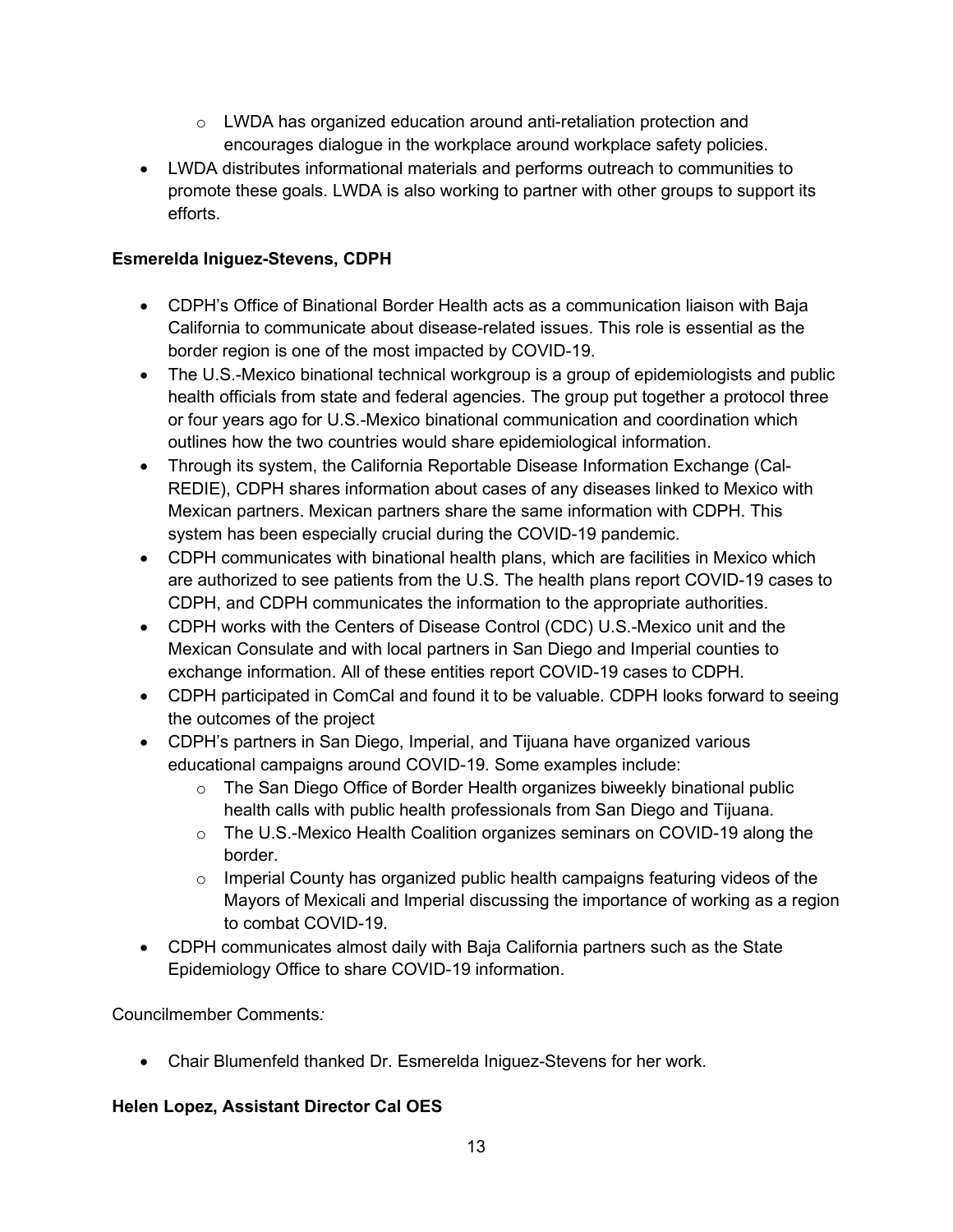- LWDA has organized education around anti-retaliation protection and encourages dialogue in the workplace around workplace safety policies.
- LWDA distributes informational materials and performs outreach to communities to promote these goals. LWDA is also working to partner with other groups to support its efforts.

**Esmerelda Iniguez-Stevens, CDPH**

- CDPH's Office of Binational Border Health acts as a communication liaison with Baja California to communicate about disease-related issues. This role is essential as the border region is one of the most impacted by COVID-19.
- The U.S.-Mexico binational technical workgroup is a group of epidemiologists and public health officials from state and federal agencies. The group put together a protocol three or four years ago for U.S.-Mexico binational communication and coordination which outlines how the two countries would share epidemiological information.
- Through its system, the California Reportable Disease Information Exchange (Cal-REDIE), CDPH shares information about cases of any diseases linked to Mexico with Mexican partners. Mexican partners share the same information with CDPH. This system has been especially crucial during the COVID-19 pandemic.
- CDPH communicates with binational health plans, which are facilities in Mexico which are authorized to see patients from the U.S. The health plans report COVID-19 cases to CDPH, and CDPH communicates the information to the appropriate authorities.
- CDPH works with the Centers of Disease Control (CDC) U.S.-Mexico unit and the Mexican Consulate and with local partners in San Diego and Imperial counties to exchange information. All of these entities report COVID-19 cases to CDPH.
- CDPH participated in ComCal and found it to be valuable. CDPH looks forward to seeing the outcomes of the project
- CDPH's partners in San Diego, Imperial, and Tijuana have organized various educational campaigns around COVID-19. Some examples include:
  - The San Diego Office of Border Health organizes biweekly binational public health calls with public health professionals from San Diego and Tijuana.
  - The U.S.-Mexico Health Coalition organizes seminars on COVID-19 along the border.
  - Imperial County has organized public health campaigns featuring videos of the Mayors of Mexicali and Imperial discussing the importance of working as a region to combat COVID-19.
- CDPH communicates almost daily with Baja California partners such as the State Epidemiology Office to share COVID-19 information.

Councilmember Comments*:*

- Chair Blumenfeld thanked Dr. Esmerelda Iniguez-Stevens for her work.

**Helen Lopez, Assistant Director Cal OES**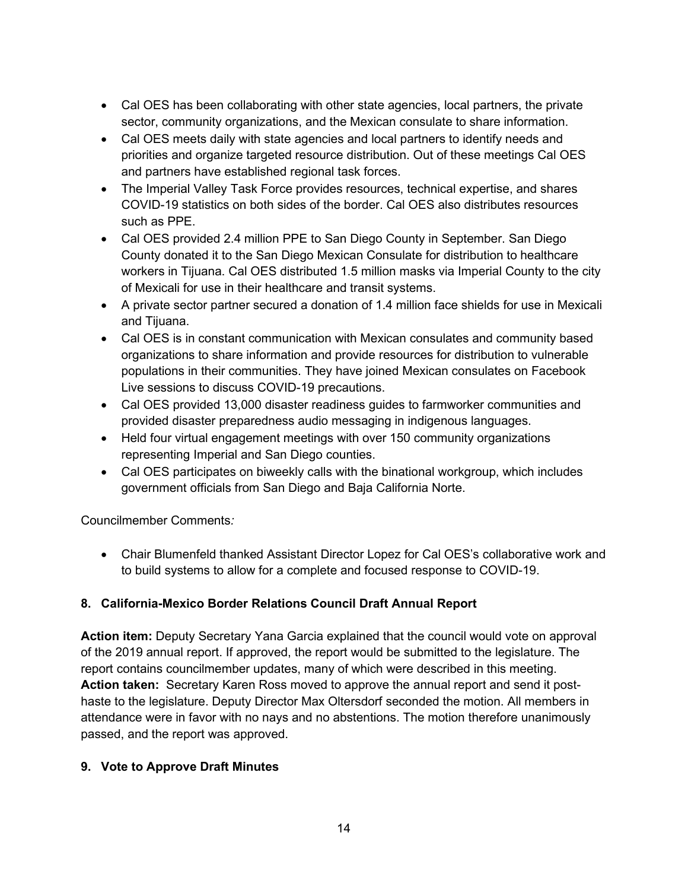- Cal OES has been collaborating with other state agencies, local partners, the private sector, community organizations, and the Mexican consulate to share information.
- Cal OES meets daily with state agencies and local partners to identify needs and priorities and organize targeted resource distribution. Out of these meetings Cal OES and partners have established regional task forces.
- The Imperial Valley Task Force provides resources, technical expertise, and shares COVID-19 statistics on both sides of the border. Cal OES also distributes resources such as PPE.
- Cal OES provided 2.4 million PPE to San Diego County in September. San Diego County donated it to the San Diego Mexican Consulate for distribution to healthcare workers in Tijuana. Cal OES distributed 1.5 million masks via Imperial County to the city of Mexicali for use in their healthcare and transit systems.
- A private sector partner secured a donation of 1.4 million face shields for use in Mexicali and Tijuana.
- Cal OES is in constant communication with Mexican consulates and community based organizations to share information and provide resources for distribution to vulnerable populations in their communities. They have joined Mexican consulates on Facebook Live sessions to discuss COVID-19 precautions.
- Cal OES provided 13,000 disaster readiness guides to farmworker communities and provided disaster preparedness audio messaging in indigenous languages.
- Held four virtual engagement meetings with over 150 community organizations representing Imperial and San Diego counties.
- Cal OES participates on biweekly calls with the binational workgroup, which includes government officials from San Diego and Baja California Norte.

Councilmember Comments*:*

- Chair Blumenfeld thanked Assistant Director Lopez for Cal OES's collaborative work and to build systems to allow for a complete and focused response to COVID-19.

### 8. California-Mexico Border Relations Council Draft Annual Report

**Action item:** Deputy Secretary Yana Garcia explained that the council would vote on approval of the 2019 annual report. If approved, the report would be submitted to the legislature. The report contains councilmember updates, many of which were described in this meeting.
**Action taken:** Secretary Karen Ross moved to approve the annual report and send it post-haste to the legislature. Deputy Director Max Oltersdorf seconded the motion. All members in attendance were in favor with no nays and no abstentions. The motion therefore unanimously passed, and the report was approved.

### 9. Vote to Approve Draft Minutes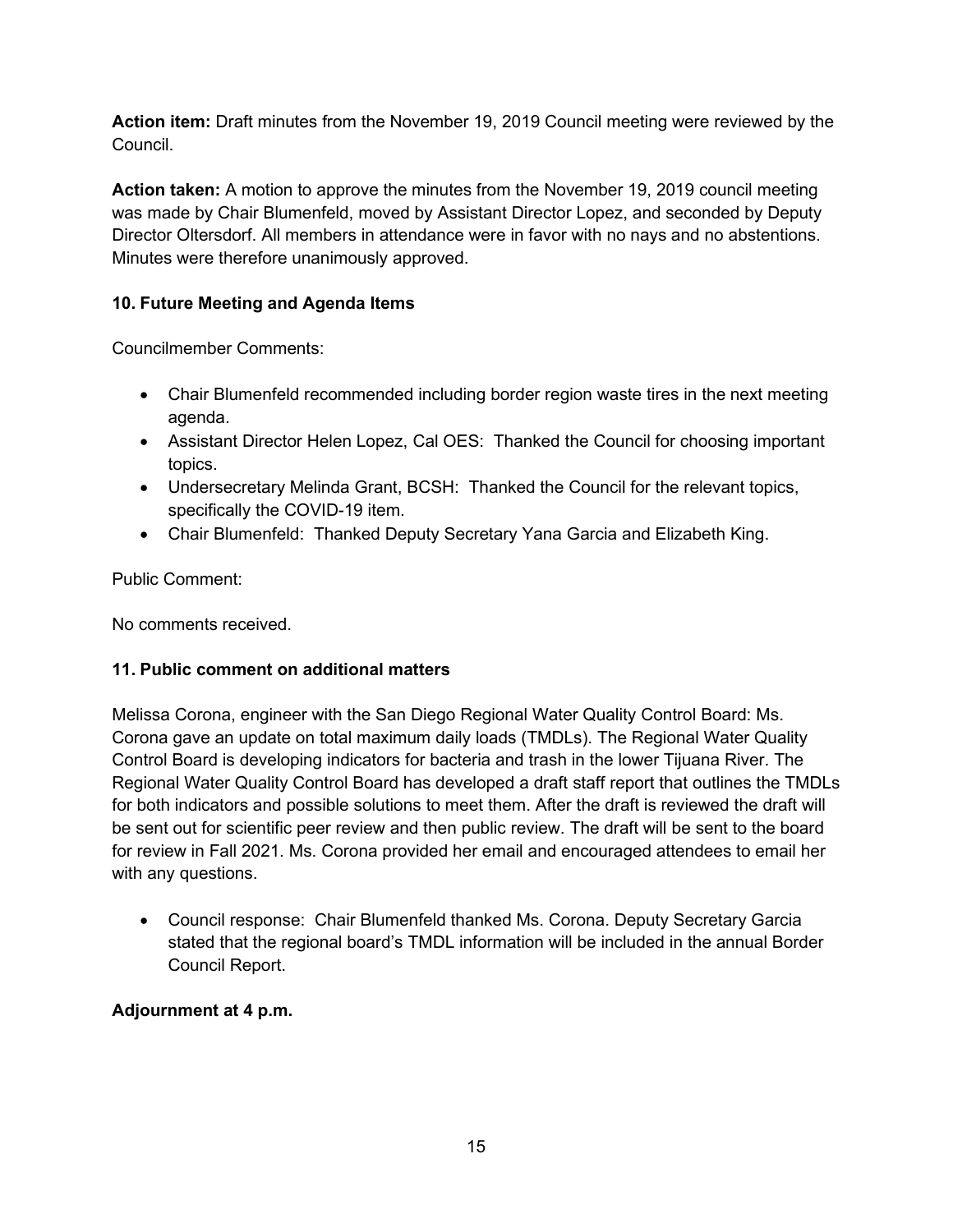**Action item:** Draft minutes from the November 19, 2019 Council meeting were reviewed by the Council.

**Action taken:** A motion to approve the minutes from the November 19, 2019 council meeting was made by Chair Blumenfeld, moved by Assistant Director Lopez, and seconded by Deputy Director Oltersdorf. All members in attendance were in favor with no nays and no abstentions. Minutes were therefore unanimously approved.

### 10. Future Meeting and Agenda Items

Councilmember Comments:

- Chair Blumenfeld recommended including border region waste tires in the next meeting agenda.
- Assistant Director Helen Lopez, Cal OES: Thanked the Council for choosing important topics.
- Undersecretary Melinda Grant, BCSH: Thanked the Council for the relevant topics, specifically the COVID-19 item.
- Chair Blumenfeld: Thanked Deputy Secretary Yana Garcia and Elizabeth King.

Public Comment:

No comments received.

### 11. Public comment on additional matters

Melissa Corona, engineer with the San Diego Regional Water Quality Control Board: Ms. Corona gave an update on total maximum daily loads (TMDLs). The Regional Water Quality Control Board is developing indicators for bacteria and trash in the lower Tijuana River. The Regional Water Quality Control Board has developed a draft staff report that outlines the TMDLs for both indicators and possible solutions to meet them. After the draft is reviewed the draft will be sent out for scientific peer review and then public review. The draft will be sent to the board for review in Fall 2021. Ms. Corona provided her email and encouraged attendees to email her with any questions.

- Council response: Chair Blumenfeld thanked Ms. Corona. Deputy Secretary Garcia stated that the regional board's TMDL information will be included in the annual Border Council Report.

**Adjournment at 4 p.m.**